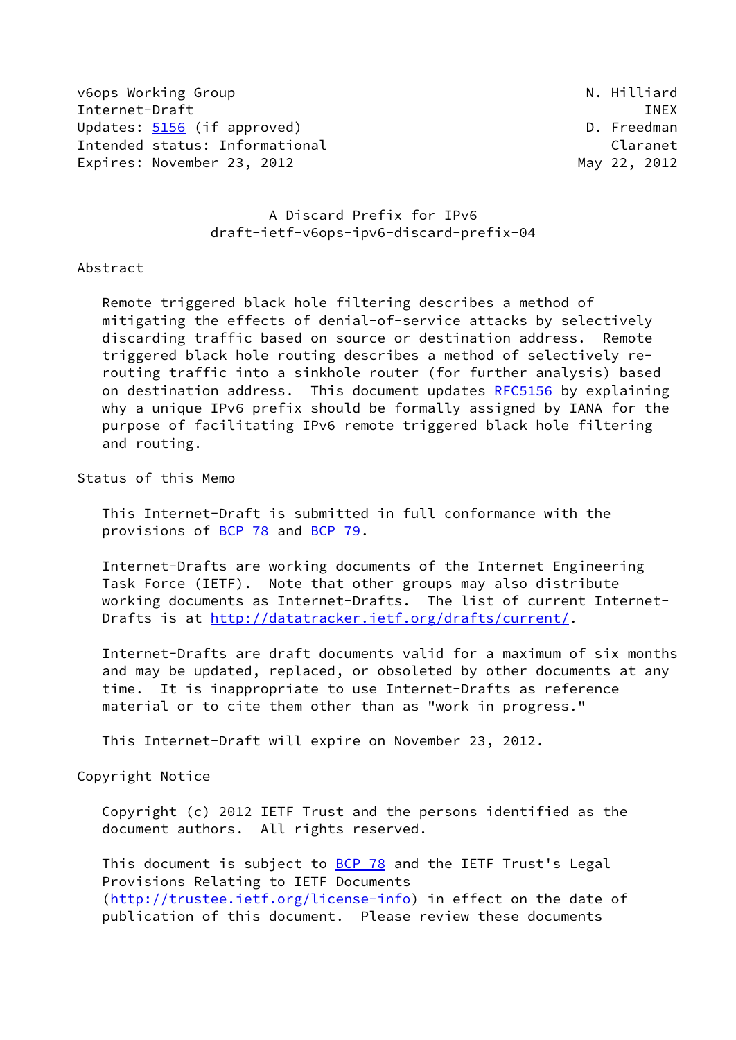v6ops Working Group N. Hilliard
Internet-Draft INEX
Updates: 5156 (if approved) D. Freedman
Intended status: Informational Claranet
Expires: November 23, 2012 May 22, 2012

# A Discard Prefix for IPv6
## draft-ietf-v6ops-ipv6-discard-prefix-04

## Abstract

Remote triggered black hole filtering describes a method of mitigating the effects of denial-of-service attacks by selectively discarding traffic based on source or destination address. Remote triggered black hole routing describes a method of selectively re-routing traffic into a sinkhole router (for further analysis) based on destination address. This document updates RFC5156 by explaining why a unique IPv6 prefix should be formally assigned by IANA for the purpose of facilitating IPv6 remote triggered black hole filtering and routing.

## Status of this Memo

This Internet-Draft is submitted in full conformance with the provisions of BCP 78 and BCP 79.

Internet-Drafts are working documents of the Internet Engineering Task Force (IETF). Note that other groups may also distribute working documents as Internet-Drafts. The list of current Internet-Drafts is at http://datatracker.ietf.org/drafts/current/.

Internet-Drafts are draft documents valid for a maximum of six months and may be updated, replaced, or obsoleted by other documents at any time. It is inappropriate to use Internet-Drafts as reference material or to cite them other than as "work in progress."

This Internet-Draft will expire on November 23, 2012.

## Copyright Notice

Copyright (c) 2012 IETF Trust and the persons identified as the document authors. All rights reserved.

This document is subject to BCP 78 and the IETF Trust's Legal Provisions Relating to IETF Documents (http://trustee.ietf.org/license-info) in effect on the date of publication of this document. Please review these documents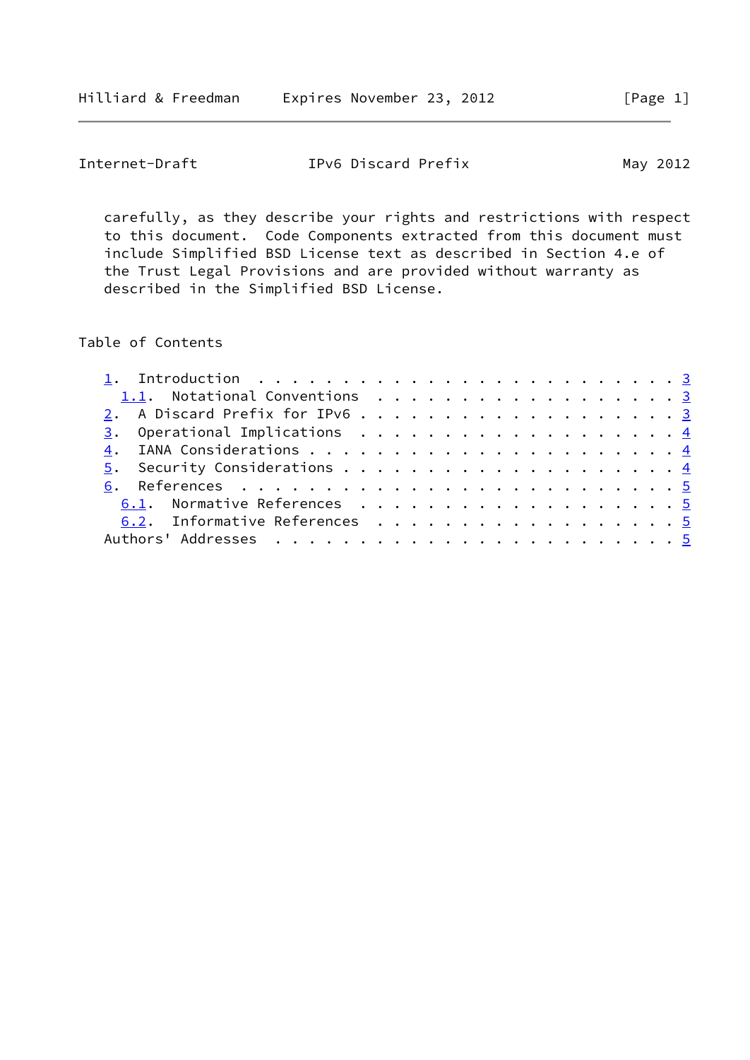carefully, as they describe your rights and restrictions with respect to this document. Code Components extracted from this document must include Simplified BSD License text as described in Section 4.e of the Trust Legal Provisions and are provided without warranty as described in the Simplified BSD License.

## Table of Contents

- 1. Introduction . . . . . . . . . . . . . . . . . . . . . . . . . 3
  - 1.1. Notational Conventions . . . . . . . . . . . . . . . . . . . 3
- 2. A Discard Prefix for IPv6 . . . . . . . . . . . . . . . . . . . 3
- 3. Operational Implications . . . . . . . . . . . . . . . . . . . 4
- 4. IANA Considerations . . . . . . . . . . . . . . . . . . . . . . 4
- 5. Security Considerations . . . . . . . . . . . . . . . . . . . . 4
- 6. References . . . . . . . . . . . . . . . . . . . . . . . . . . 5
  - 6.1. Normative References . . . . . . . . . . . . . . . . . . . 5
  - 6.2. Informative References . . . . . . . . . . . . . . . . . . 5
- Authors' Addresses . . . . . . . . . . . . . . . . . . . . . . . . 5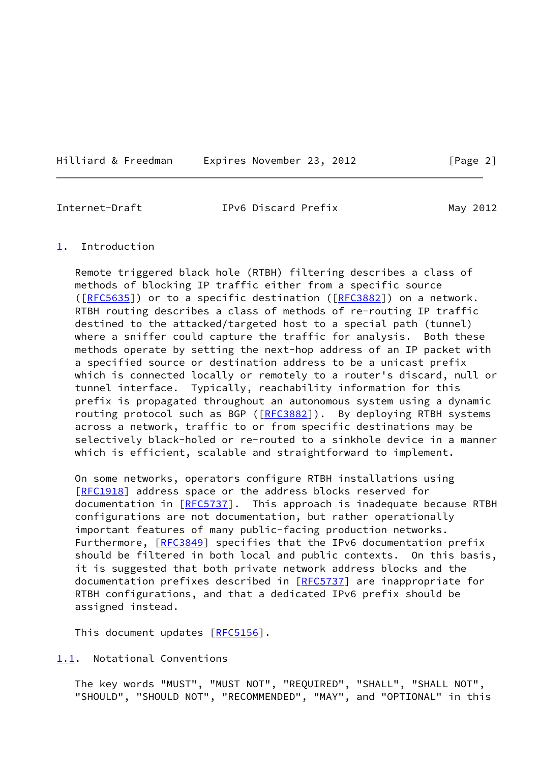## 1. Introduction

Remote triggered black hole (RTBH) filtering describes a class of methods of blocking IP traffic either from a specific source ([RFC5635]) or to a specific destination ([RFC3882]) on a network. RTBH routing describes a class of methods of re-routing IP traffic destined to the attacked/targeted host to a special path (tunnel) where a sniffer could capture the traffic for analysis. Both these methods operate by setting the next-hop address of an IP packet with a specified source or destination address to be a unicast prefix which is connected locally or remotely to a router's discard, null or tunnel interface. Typically, reachability information for this prefix is propagated throughout an autonomous system using a dynamic routing protocol such as BGP ([RFC3882]). By deploying RTBH systems across a network, traffic to or from specific destinations may be selectively black-holed or re-routed to a sinkhole device in a manner which is efficient, scalable and straightforward to implement.

On some networks, operators configure RTBH installations using [RFC1918] address space or the address blocks reserved for documentation in [RFC5737]. This approach is inadequate because RTBH configurations are not documentation, but rather operationally important features of many public-facing production networks. Furthermore, [RFC3849] specifies that the IPv6 documentation prefix should be filtered in both local and public contexts. On this basis, it is suggested that both private network address blocks and the documentation prefixes described in [RFC5737] are inappropriate for RTBH configurations, and that a dedicated IPv6 prefix should be assigned instead.

This document updates [RFC5156].

### 1.1. Notational Conventions

The key words "MUST", "MUST NOT", "REQUIRED", "SHALL", "SHALL NOT", "SHOULD", "SHOULD NOT", "RECOMMENDED", "MAY", and "OPTIONAL" in this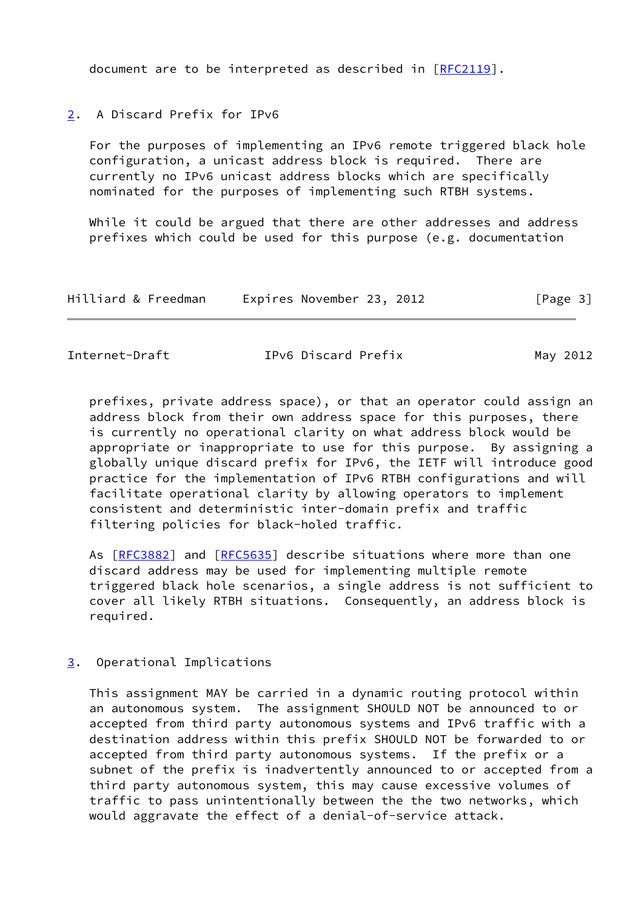document are to be interpreted as described in [RFC2119].

## 2. A Discard Prefix for IPv6

For the purposes of implementing an IPv6 remote triggered black hole configuration, a unicast address block is required. There are currently no IPv6 unicast address blocks which are specifically nominated for the purposes of implementing such RTBH systems.

While it could be argued that there are other addresses and address prefixes which could be used for this purpose (e.g. documentation prefixes, private address space), or that an operator could assign an address block from their own address space for this purposes, there is currently no operational clarity on what address block would be appropriate or inappropriate to use for this purpose. By assigning a globally unique discard prefix for IPv6, the IETF will introduce good practice for the implementation of IPv6 RTBH configurations and will facilitate operational clarity by allowing operators to implement consistent and deterministic inter-domain prefix and traffic filtering policies for black-holed traffic.

As [RFC3882] and [RFC5635] describe situations where more than one discard address may be used for implementing multiple remote triggered black hole scenarios, a single address is not sufficient to cover all likely RTBH situations. Consequently, an address block is required.

## 3. Operational Implications

This assignment MAY be carried in a dynamic routing protocol within an autonomous system. The assignment SHOULD NOT be announced to or accepted from third party autonomous systems and IPv6 traffic with a destination address within this prefix SHOULD NOT be forwarded to or accepted from third party autonomous systems. If the prefix or a subnet of the prefix is inadvertently announced to or accepted from a third party autonomous system, this may cause excessive volumes of traffic to pass unintentionally between the the two networks, which would aggravate the effect of a denial-of-service attack.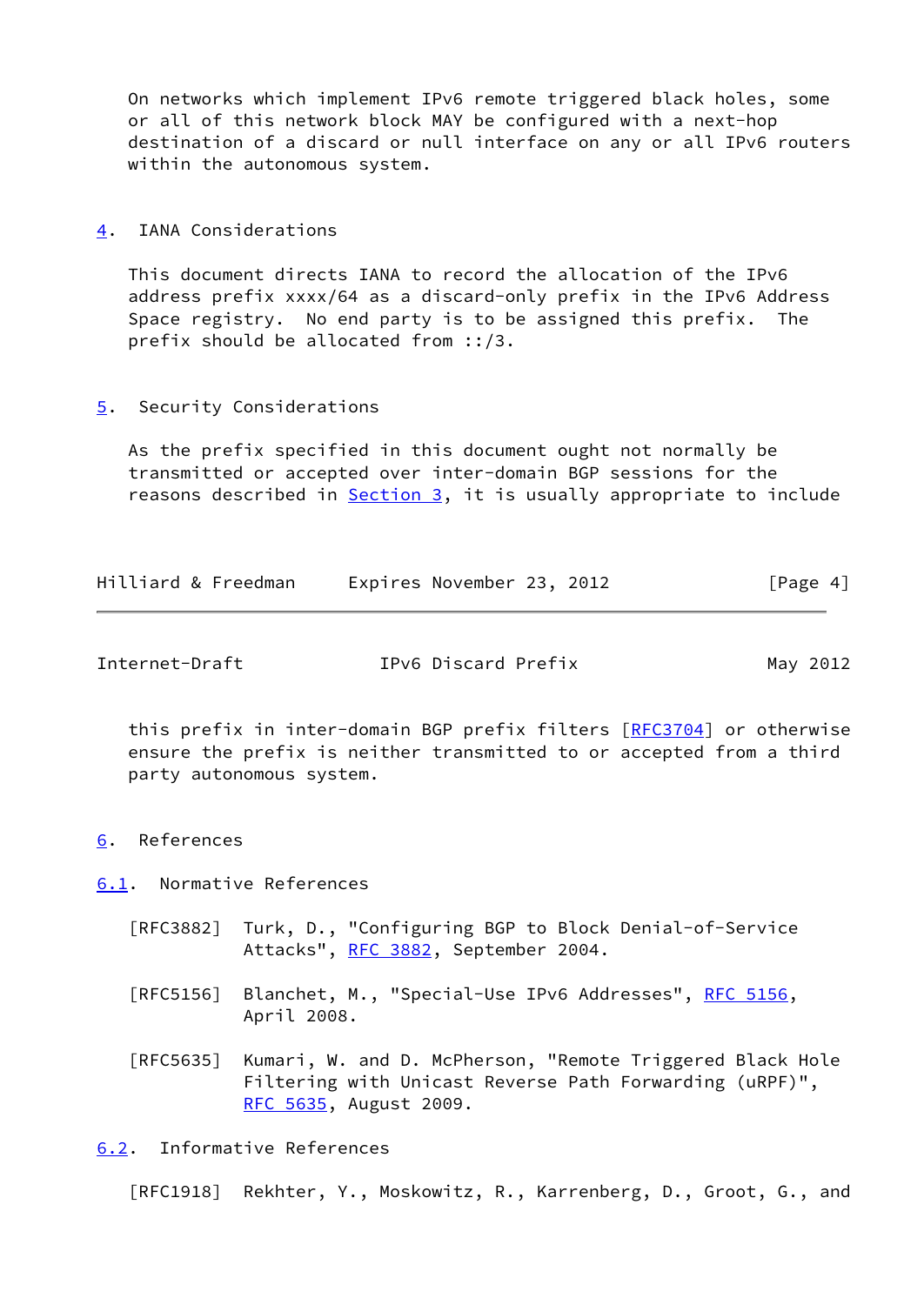On networks which implement IPv6 remote triggered black holes, some or all of this network block MAY be configured with a next-hop destination of a discard or null interface on any or all IPv6 routers within the autonomous system.

## 4. IANA Considerations

This document directs IANA to record the allocation of the IPv6 address prefix xxxx/64 as a discard-only prefix in the IPv6 Address Space registry. No end party is to be assigned this prefix. The prefix should be allocated from ::/3.

## 5. Security Considerations

As the prefix specified in this document ought not normally be transmitted or accepted over inter-domain BGP sessions for the reasons described in Section 3, it is usually appropriate to include this prefix in inter-domain BGP prefix filters [RFC3704] or otherwise ensure the prefix is neither transmitted to or accepted from a third party autonomous system.

## 6. References

### 6.1. Normative References

[RFC3882] Turk, D., "Configuring BGP to Block Denial-of-Service Attacks", RFC 3882, September 2004.

[RFC5156] Blanchet, M., "Special-Use IPv6 Addresses", RFC 5156, April 2008.

[RFC5635] Kumari, W. and D. McPherson, "Remote Triggered Black Hole Filtering with Unicast Reverse Path Forwarding (uRPF)", RFC 5635, August 2009.

### 6.2. Informative References

[RFC1918] Rekhter, Y., Moskowitz, R., Karrenberg, D., Groot, G., and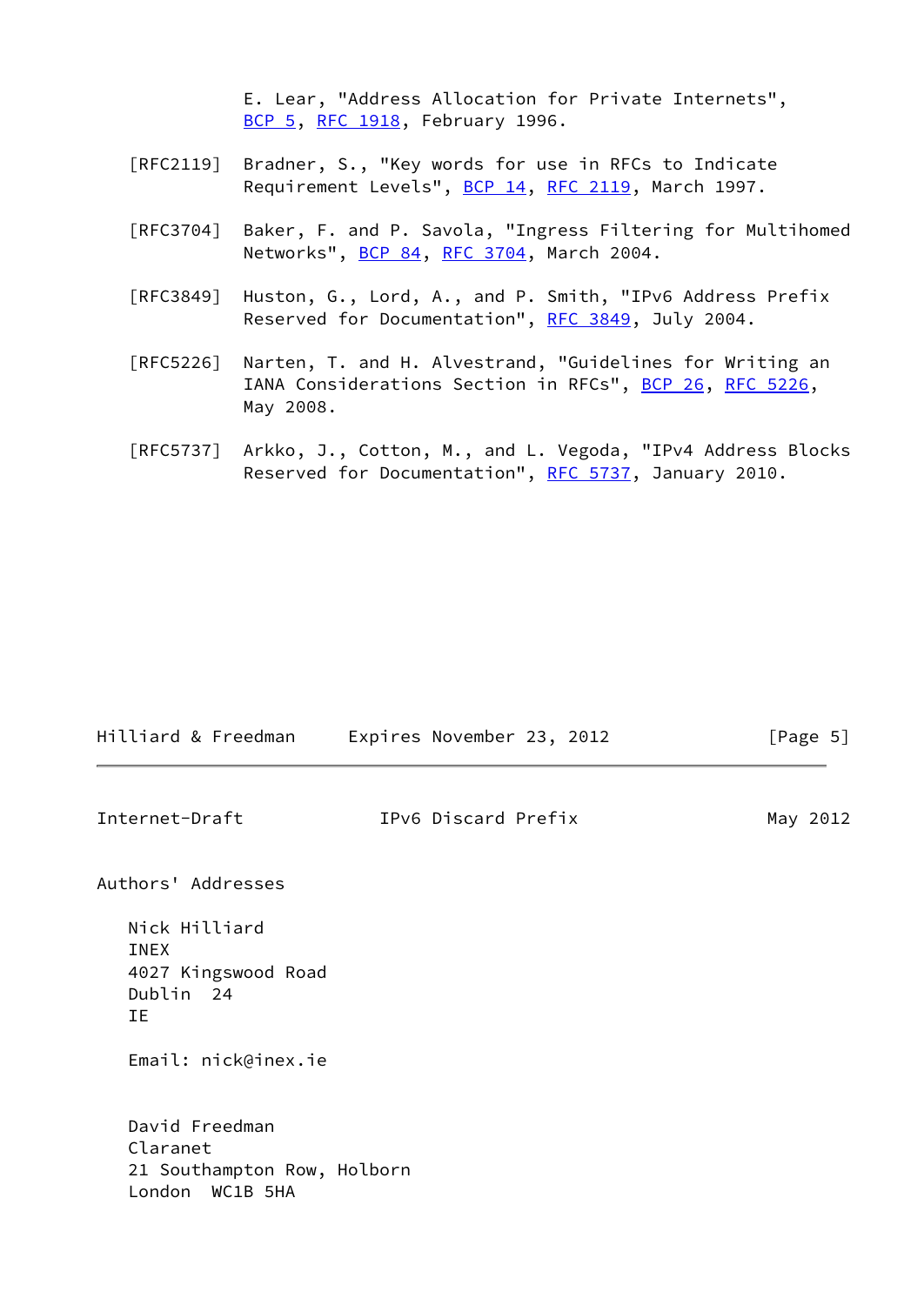E. Lear, "Address Allocation for Private Internets", BCP 5, RFC 1918, February 1996.

[RFC2119] Bradner, S., "Key words for use in RFCs to Indicate Requirement Levels", BCP 14, RFC 2119, March 1997.

[RFC3704] Baker, F. and P. Savola, "Ingress Filtering for Multihomed Networks", BCP 84, RFC 3704, March 2004.

[RFC3849] Huston, G., Lord, A., and P. Smith, "IPv6 Address Prefix Reserved for Documentation", RFC 3849, July 2004.

[RFC5226] Narten, T. and H. Alvestrand, "Guidelines for Writing an IANA Considerations Section in RFCs", BCP 26, RFC 5226, May 2008.

[RFC5737] Arkko, J., Cotton, M., and L. Vegoda, "IPv4 Address Blocks Reserved for Documentation", RFC 5737, January 2010.

## Authors' Addresses

Nick Hilliard
INEX
4027 Kingswood Road
Dublin 24
IE

Email: nick@inex.ie

David Freedman
Claranet
21 Southampton Row, Holborn
London WC1B 5HA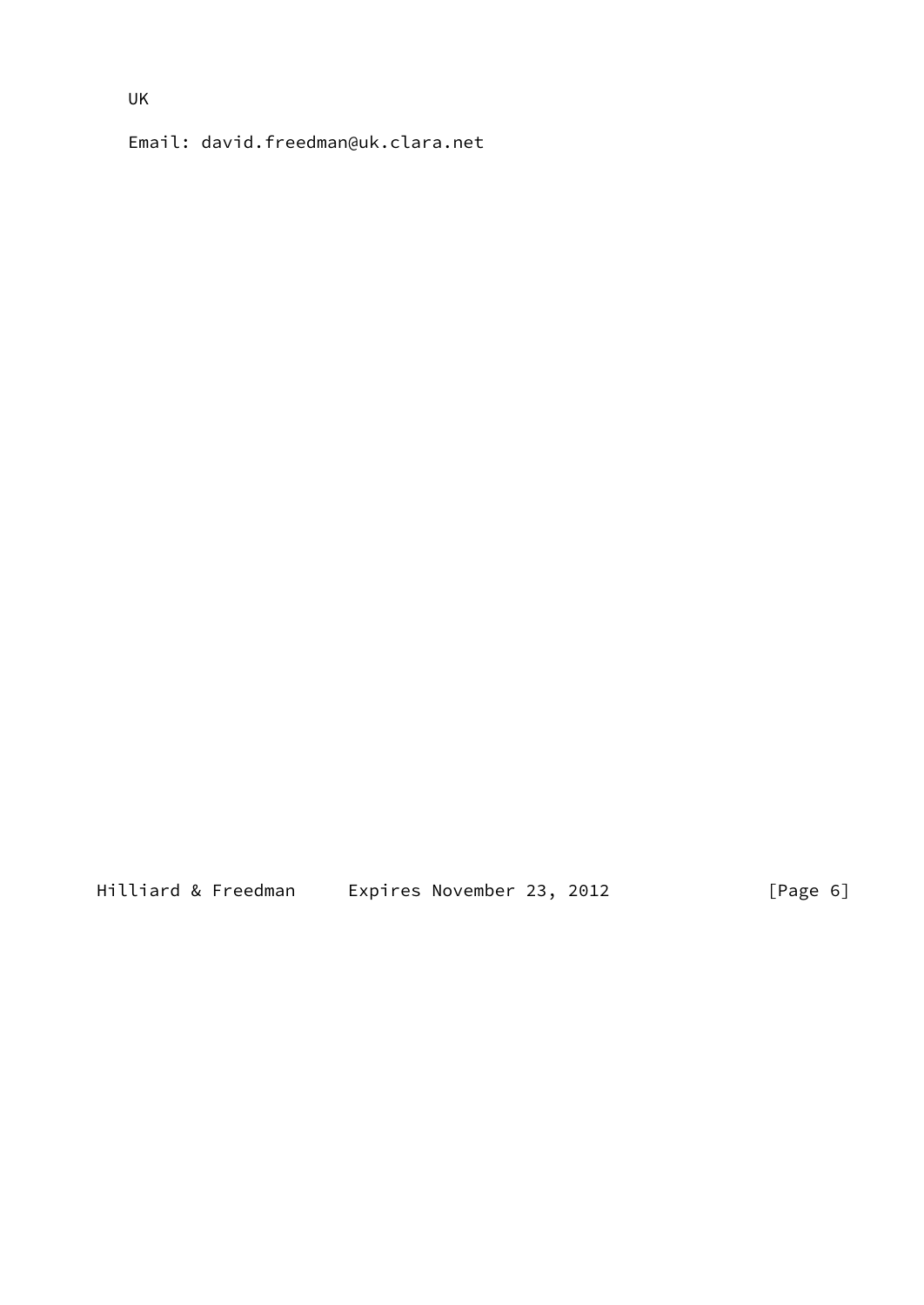UK

Email: david.freedman@uk.clara.net